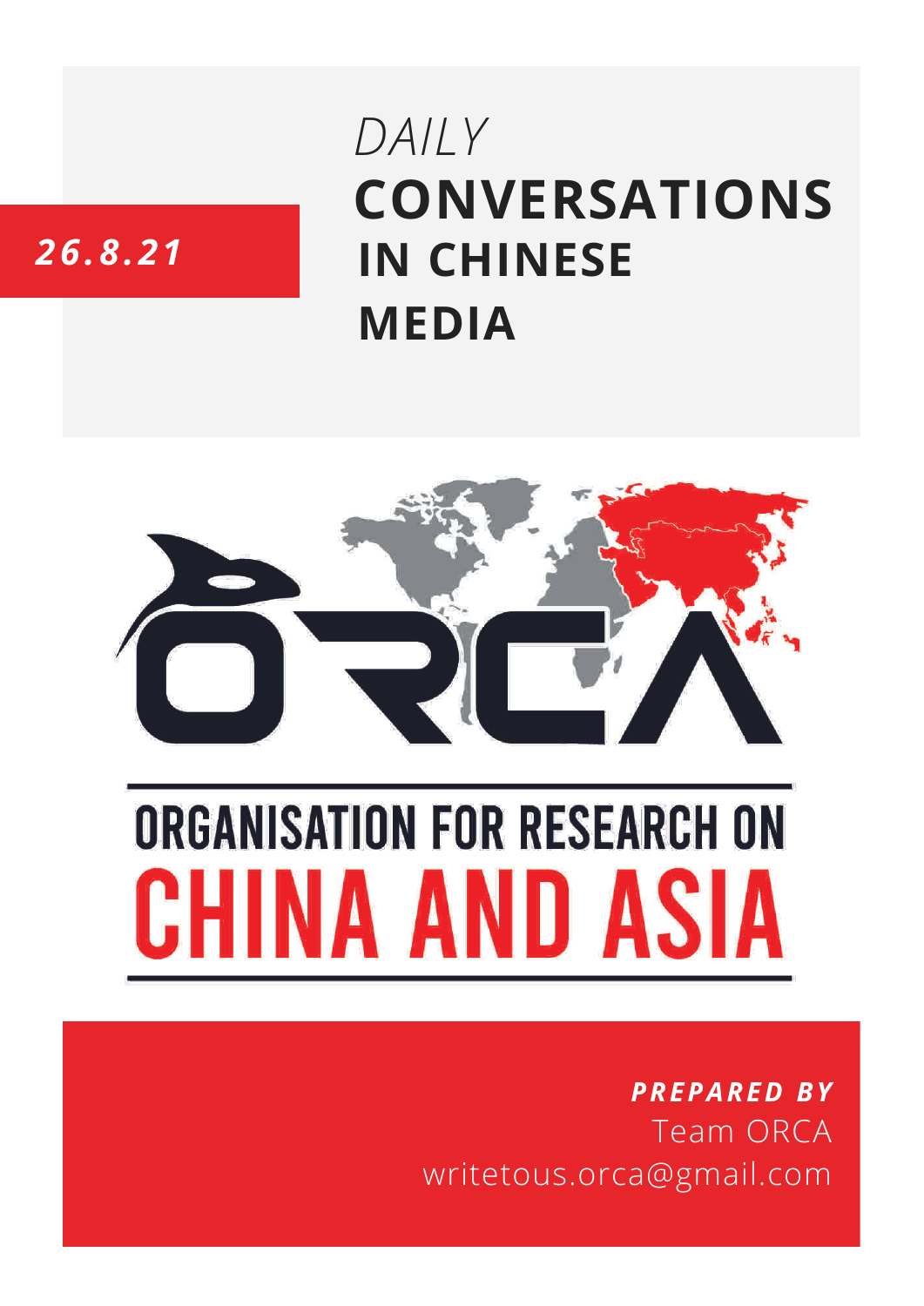*26.8.21*

# *DAILY* CONVERSATIONS IN CHINESE MEDIA

ORCA

ORGANISATION FOR RESEARCH ON CHINA AND ASIA

***PREPARED BY***

Team ORCA

writetous.orca@gmail.com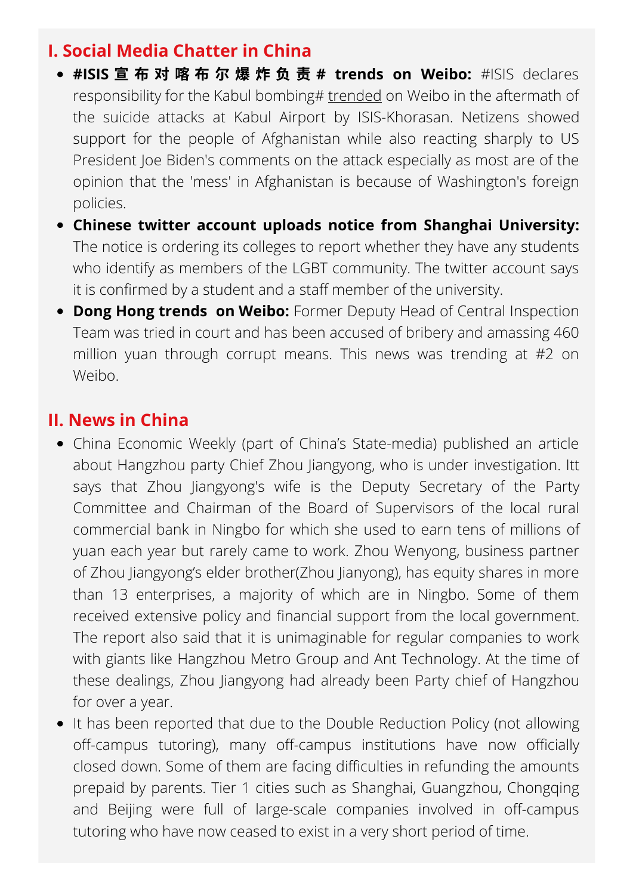## I. Social Media Chatter in China

- **#ISIS 宣布对喀布尔爆炸负责# trends on Weibo:** #ISIS declares responsibility for the Kabul bombing# trended on Weibo in the aftermath of the suicide attacks at Kabul Airport by ISIS-Khorasan. Netizens showed support for the people of Afghanistan while also reacting sharply to US President Joe Biden's comments on the attack especially as most are of the opinion that the 'mess' in Afghanistan is because of Washington's foreign policies.
- **Chinese twitter account uploads notice from Shanghai University:** The notice is ordering its colleges to report whether they have any students who identify as members of the LGBT community. The twitter account says it is confirmed by a student and a staff member of the university.
- **Dong Hong trends on Weibo:** Former Deputy Head of Central Inspection Team was tried in court and has been accused of bribery and amassing 460 million yuan through corrupt means. This news was trending at #2 on Weibo.

## II. News in China

- China Economic Weekly (part of China's State-media) published an article about Hangzhou party Chief Zhou Jiangyong, who is under investigation. Itt says that Zhou Jiangyong's wife is the Deputy Secretary of the Party Committee and Chairman of the Board of Supervisors of the local rural commercial bank in Ningbo for which she used to earn tens of millions of yuan each year but rarely came to work. Zhou Wenyong, business partner of Zhou Jiangyong's elder brother(Zhou Jianyong), has equity shares in more than 13 enterprises, a majority of which are in Ningbo. Some of them received extensive policy and financial support from the local government. The report also said that it is unimaginable for regular companies to work with giants like Hangzhou Metro Group and Ant Technology. At the time of these dealings, Zhou Jiangyong had already been Party chief of Hangzhou for over a year.
- It has been reported that due to the Double Reduction Policy (not allowing off-campus tutoring), many off-campus institutions have now officially closed down. Some of them are facing difficulties in refunding the amounts prepaid by parents. Tier 1 cities such as Shanghai, Guangzhou, Chongqing and Beijing were full of large-scale companies involved in off-campus tutoring who have now ceased to exist in a very short period of time.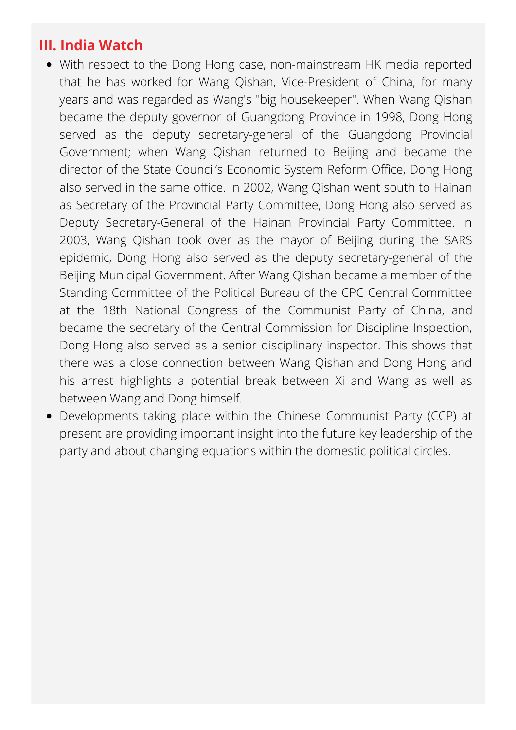## III. India Watch

- With respect to the Dong Hong case, non-mainstream HK media reported that he has worked for Wang Qishan, Vice-President of China, for many years and was regarded as Wang's "big housekeeper". When Wang Qishan became the deputy governor of Guangdong Province in 1998, Dong Hong served as the deputy secretary-general of the Guangdong Provincial Government; when Wang Qishan returned to Beijing and became the director of the State Council's Economic System Reform Office, Dong Hong also served in the same office. In 2002, Wang Qishan went south to Hainan as Secretary of the Provincial Party Committee, Dong Hong also served as Deputy Secretary-General of the Hainan Provincial Party Committee. In 2003, Wang Qishan took over as the mayor of Beijing during the SARS epidemic, Dong Hong also served as the deputy secretary-general of the Beijing Municipal Government. After Wang Qishan became a member of the Standing Committee of the Political Bureau of the CPC Central Committee at the 18th National Congress of the Communist Party of China, and became the secretary of the Central Commission for Discipline Inspection, Dong Hong also served as a senior disciplinary inspector. This shows that there was a close connection between Wang Qishan and Dong Hong and his arrest highlights a potential break between Xi and Wang as well as between Wang and Dong himself.
- Developments taking place within the Chinese Communist Party (CCP) at present are providing important insight into the future key leadership of the party and about changing equations within the domestic political circles.